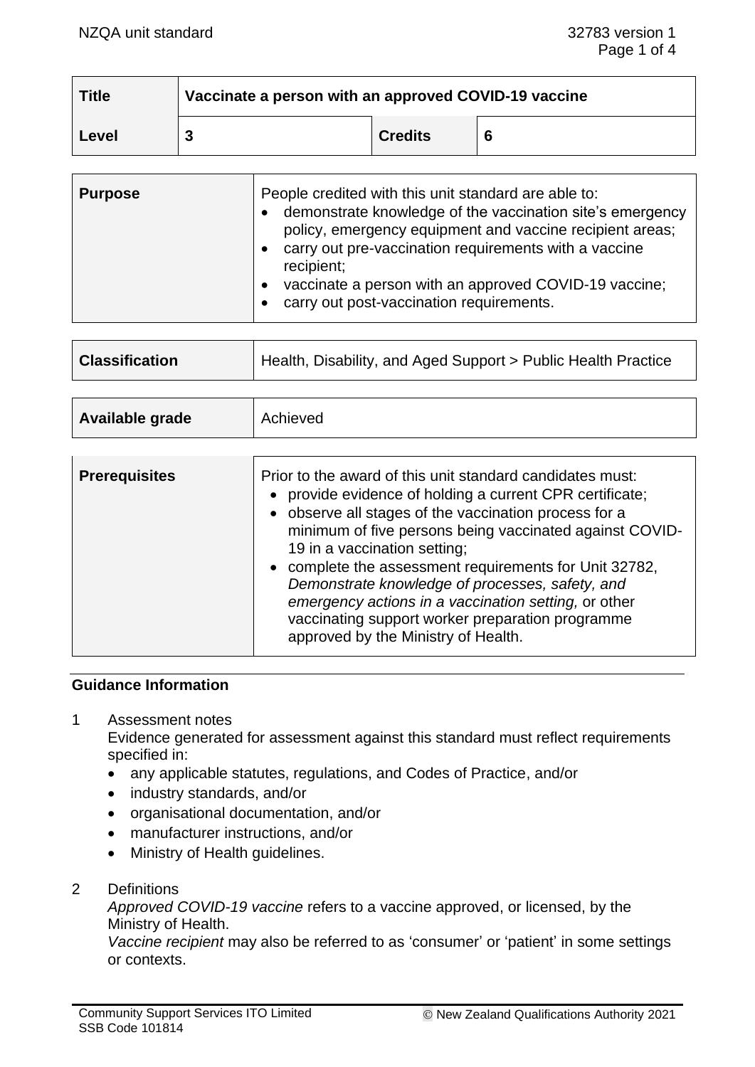| Title | Vaccinate a person with an approved COVID-19 vaccine | | |
|---|---|---|---|
| **Level** | **3** | **Credits** | **6** |

| **Purpose** | People credited with this unit standard are able to:<br>• demonstrate knowledge of the vaccination site's emergency policy, emergency equipment and vaccine recipient areas;<br>• carry out pre-vaccination requirements with a vaccine recipient;<br>• vaccinate a person with an approved COVID-19 vaccine;<br>• carry out post-vaccination requirements. |
|---|---|

| **Classification** | Health, Disability, and Aged Support > Public Health Practice |
|---|---|

| **Available grade** | Achieved |
|---|---|

| **Prerequisites** | Prior to the award of this unit standard candidates must:<br>• provide evidence of holding a current CPR certificate;<br>• observe all stages of the vaccination process for a minimum of five persons being vaccinated against COVID-19 in a vaccination setting;<br>• complete the assessment requirements for Unit 32782, *Demonstrate knowledge of processes, safety, and emergency actions in a vaccination setting,* or other vaccinating support worker preparation programme approved by the Ministry of Health. |
|---|---|

## Guidance Information

1 Assessment notes

Evidence generated for assessment against this standard must reflect requirements specified in:

- any applicable statutes, regulations, and Codes of Practice, and/or
- industry standards, and/or
- organisational documentation, and/or
- manufacturer instructions, and/or
- Ministry of Health guidelines.

2 Definitions

*Approved COVID-19 vaccine* refers to a vaccine approved, or licensed, by the Ministry of Health.

*Vaccine recipient* may also be referred to as 'consumer' or 'patient' in some settings or contexts.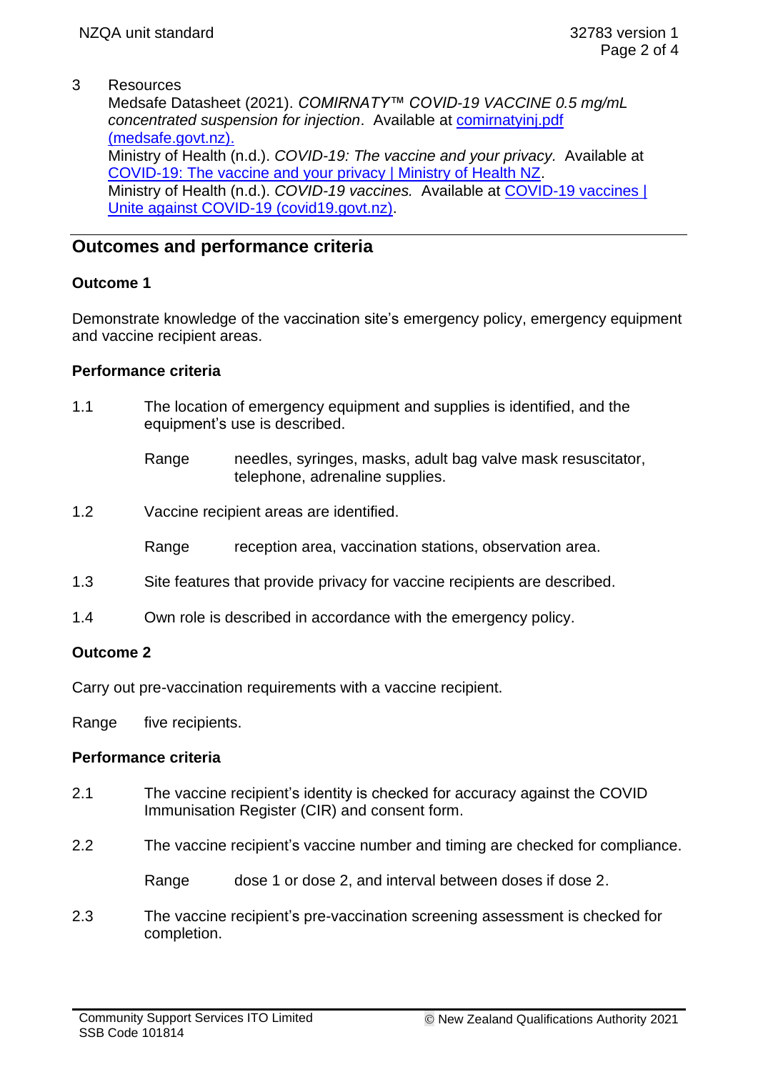3 Resources

Medsafe Datasheet (2021). *COMIRNATY™ COVID-19 VACCINE 0.5 mg/mL concentrated suspension for injection*. Available at [comirnatyinj.pdf (medsafe.govt.nz).](comirnatyinj.pdf)

Ministry of Health (n.d.). *COVID-19: The vaccine and your privacy.* Available at [COVID-19: The vaccine and your privacy | Ministry of Health NZ](COVID-19: The vaccine and your privacy | Ministry of Health NZ).

Ministry of Health (n.d.). *COVID-19 vaccines.* Available at [COVID-19 vaccines | Unite against COVID-19 (covid19.govt.nz)](COVID-19 vaccines | Unite against COVID-19 (covid19.govt.nz)).

## Outcomes and performance criteria

### Outcome 1

Demonstrate knowledge of the vaccination site's emergency policy, emergency equipment and vaccine recipient areas.

#### Performance criteria

1.1 The location of emergency equipment and supplies is identified, and the equipment's use is described.

Range needles, syringes, masks, adult bag valve mask resuscitator, telephone, adrenaline supplies.

1.2 Vaccine recipient areas are identified.

Range reception area, vaccination stations, observation area.

1.3 Site features that provide privacy for vaccine recipients are described.

1.4 Own role is described in accordance with the emergency policy.

### Outcome 2

Carry out pre-vaccination requirements with a vaccine recipient.

Range five recipients.

#### Performance criteria

2.1 The vaccine recipient's identity is checked for accuracy against the COVID Immunisation Register (CIR) and consent form.

2.2 The vaccine recipient's vaccine number and timing are checked for compliance.

Range dose 1 or dose 2, and interval between doses if dose 2.

2.3 The vaccine recipient's pre-vaccination screening assessment is checked for completion.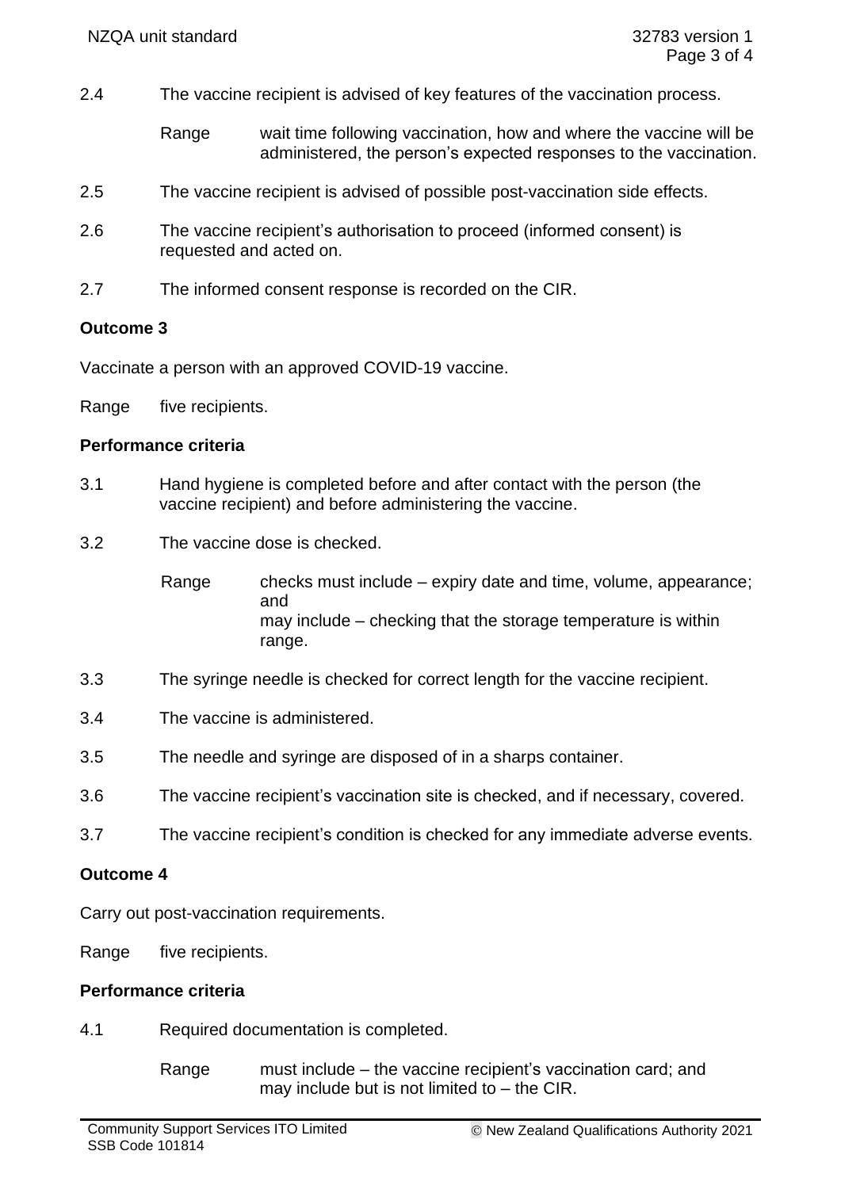2.4 The vaccine recipient is advised of key features of the vaccination process.

Range: wait time following vaccination, how and where the vaccine will be administered, the person's expected responses to the vaccination.

2.5 The vaccine recipient is advised of possible post-vaccination side effects.

2.6 The vaccine recipient's authorisation to proceed (informed consent) is requested and acted on.

2.7 The informed consent response is recorded on the CIR.

**Outcome 3**

Vaccinate a person with an approved COVID-19 vaccine.

Range: five recipients.

**Performance criteria**

3.1 Hand hygiene is completed before and after contact with the person (the vaccine recipient) and before administering the vaccine.

3.2 The vaccine dose is checked.

Range: checks must include – expiry date and time, volume, appearance; and
may include – checking that the storage temperature is within range.

3.3 The syringe needle is checked for correct length for the vaccine recipient.

3.4 The vaccine is administered.

3.5 The needle and syringe are disposed of in a sharps container.

3.6 The vaccine recipient's vaccination site is checked, and if necessary, covered.

3.7 The vaccine recipient's condition is checked for any immediate adverse events.

**Outcome 4**

Carry out post-vaccination requirements.

Range: five recipients.

**Performance criteria**

4.1 Required documentation is completed.

Range: must include – the vaccine recipient's vaccination card; and
may include but is not limited to – the CIR.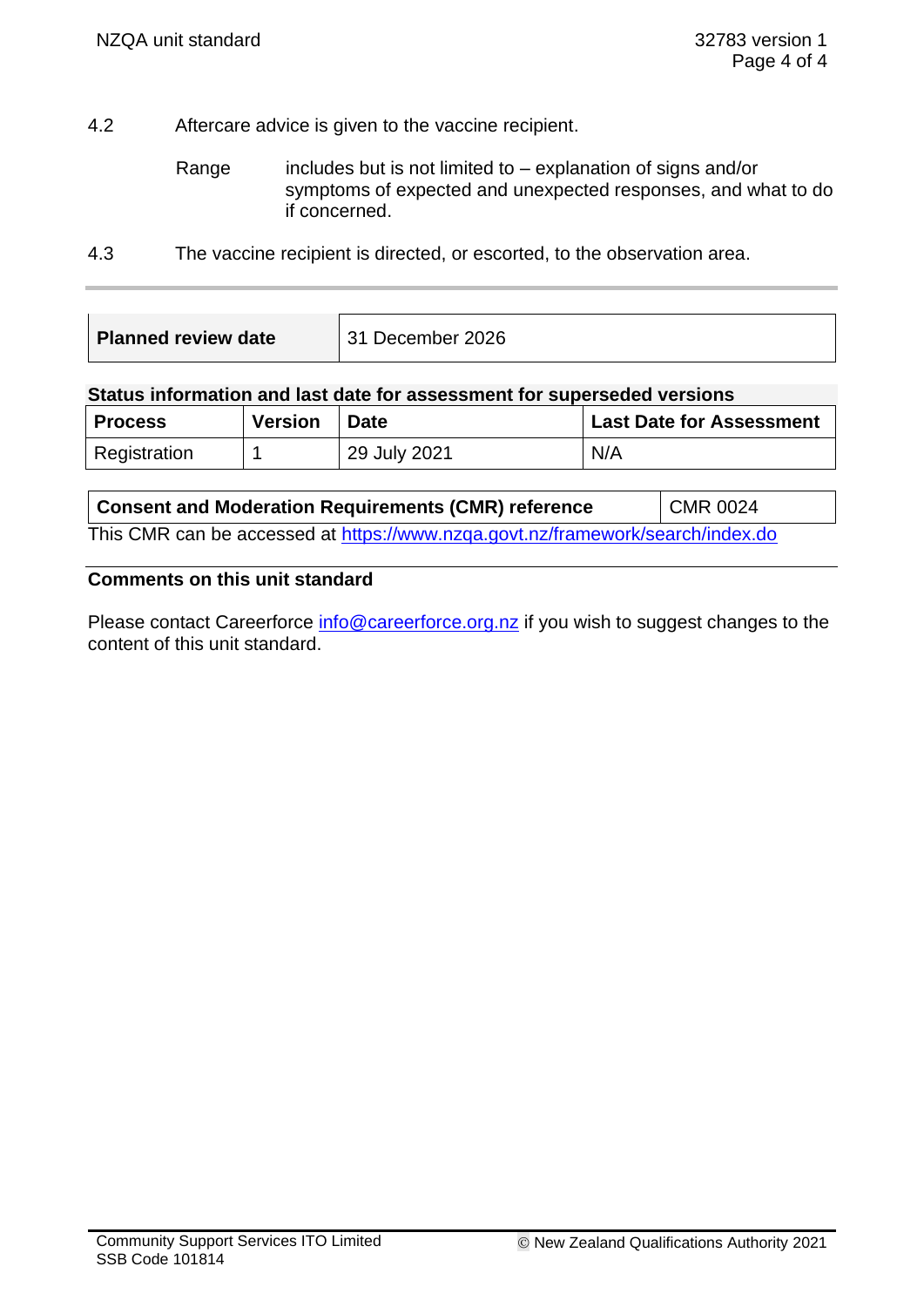4.2 Aftercare advice is given to the vaccine recipient.

Range includes but is not limited to – explanation of signs and/or symptoms of expected and unexpected responses, and what to do if concerned.

4.3 The vaccine recipient is directed, or escorted, to the observation area.

| | |
|---|---|
| **Planned review date** | 31 December 2026 |

**Status information and last date for assessment for superseded versions**

| Process | Version | Date | Last Date for Assessment |
|---|---|---|---|
| Registration | 1 | 29 July 2021 | N/A |

| | |
|---|---|
| **Consent and Moderation Requirements (CMR) reference** | CMR 0024 |

This CMR can be accessed at https://www.nzqa.govt.nz/framework/search/index.do

**Comments on this unit standard**

Please contact Careerforce info@careerforce.org.nz if you wish to suggest changes to the content of this unit standard.